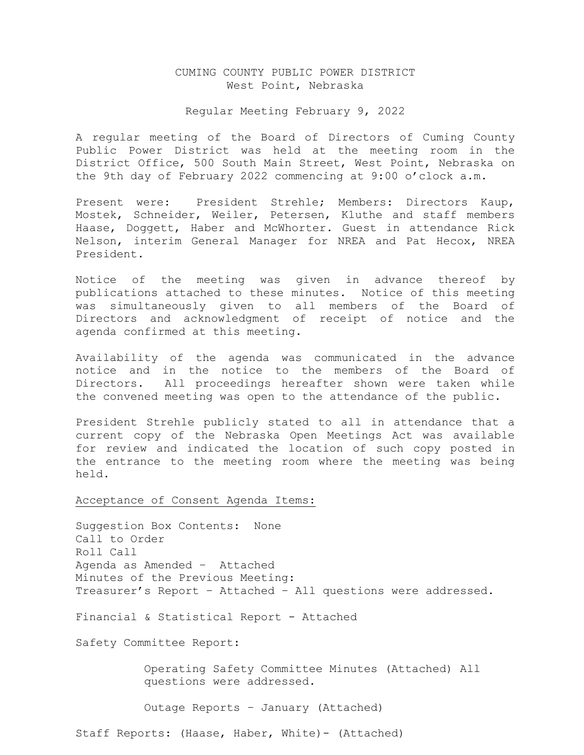# CUMING COUNTY PUBLIC POWER DISTRICT
West Point, Nebraska

Regular Meeting February 9, 2022

A regular meeting of the Board of Directors of Cuming County Public Power District was held at the meeting room in the District Office, 500 South Main Street, West Point, Nebraska on the 9th day of February 2022 commencing at 9:00 o'clock a.m.

Present were: President Strehle; Members: Directors Kaup, Mostek, Schneider, Weiler, Petersen, Kluthe and staff members Haase, Doggett, Haber and McWhorter. Guest in attendance Rick Nelson, interim General Manager for NREA and Pat Hecox, NREA President.

Notice of the meeting was given in advance thereof by publications attached to these minutes. Notice of this meeting was simultaneously given to all members of the Board of Directors and acknowledgment of receipt of notice and the agenda confirmed at this meeting.

Availability of the agenda was communicated in the advance notice and in the notice to the members of the Board of Directors. All proceedings hereafter shown were taken while the convened meeting was open to the attendance of the public.

President Strehle publicly stated to all in attendance that a current copy of the Nebraska Open Meetings Act was available for review and indicated the location of such copy posted in the entrance to the meeting room where the meeting was being held.

<u>Acceptance of Consent Agenda Items:</u>

Suggestion Box Contents: None
Call to Order
Roll Call
Agenda as Amended – Attached
Minutes of the Previous Meeting:
Treasurer's Report – Attached – All questions were addressed.

Financial & Statistical Report - Attached

Safety Committee Report:

Operating Safety Committee Minutes (Attached) All questions were addressed.

Outage Reports – January (Attached)

Staff Reports: (Haase, Haber, White)- (Attached)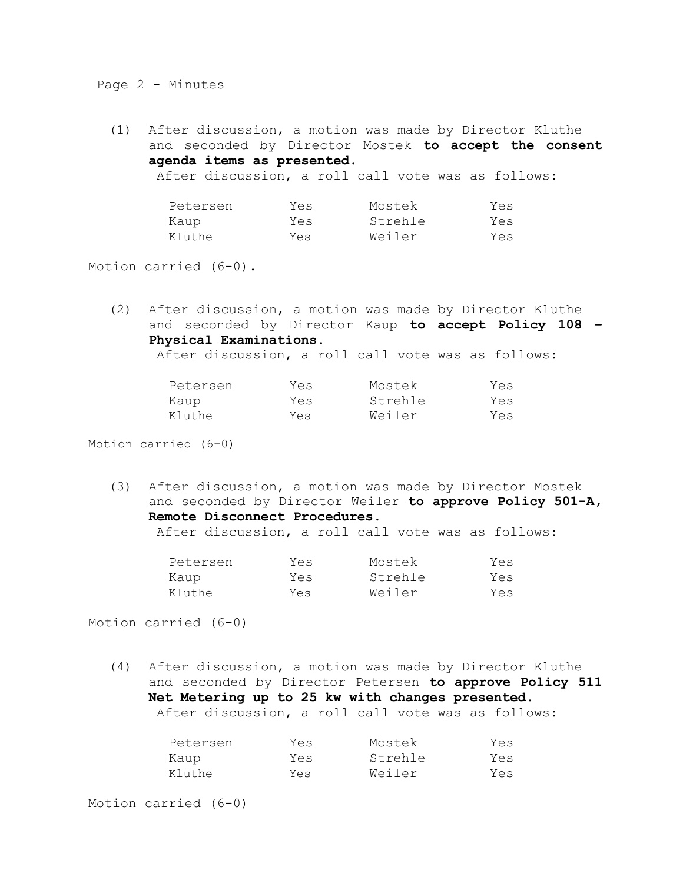Page 2 - Minutes

(1) After discussion, a motion was made by Director Kluthe and seconded by Director Mostek **to accept the consent agenda items as presented.**
After discussion, a roll call vote was as follows:

| | | | |
|---|---|---|---|
| Petersen | Yes | Mostek | Yes |
| Kaup | Yes | Strehle | Yes |
| Kluthe | Yes | Weiler | Yes |

Motion carried (6-0).

(2) After discussion, a motion was made by Director Kluthe and seconded by Director Kaup **to accept Policy 108 – Physical Examinations.**
After discussion, a roll call vote was as follows:

| | | | |
|---|---|---|---|
| Petersen | Yes | Mostek | Yes |
| Kaup | Yes | Strehle | Yes |
| Kluthe | Yes | Weiler | Yes |

Motion carried (6-0)

(3) After discussion, a motion was made by Director Mostek and seconded by Director Weiler **to approve Policy 501-A, Remote Disconnect Procedures.**
After discussion, a roll call vote was as follows:

| | | | |
|---|---|---|---|
| Petersen | Yes | Mostek | Yes |
| Kaup | Yes | Strehle | Yes |
| Kluthe | Yes | Weiler | Yes |

Motion carried (6-0)

(4) After discussion, a motion was made by Director Kluthe and seconded by Director Petersen **to approve Policy 511 Net Metering up to 25 kw with changes presented.**
After discussion, a roll call vote was as follows:

| | | | |
|---|---|---|---|
| Petersen | Yes | Mostek | Yes |
| Kaup | Yes | Strehle | Yes |
| Kluthe | Yes | Weiler | Yes |

Motion carried (6-0)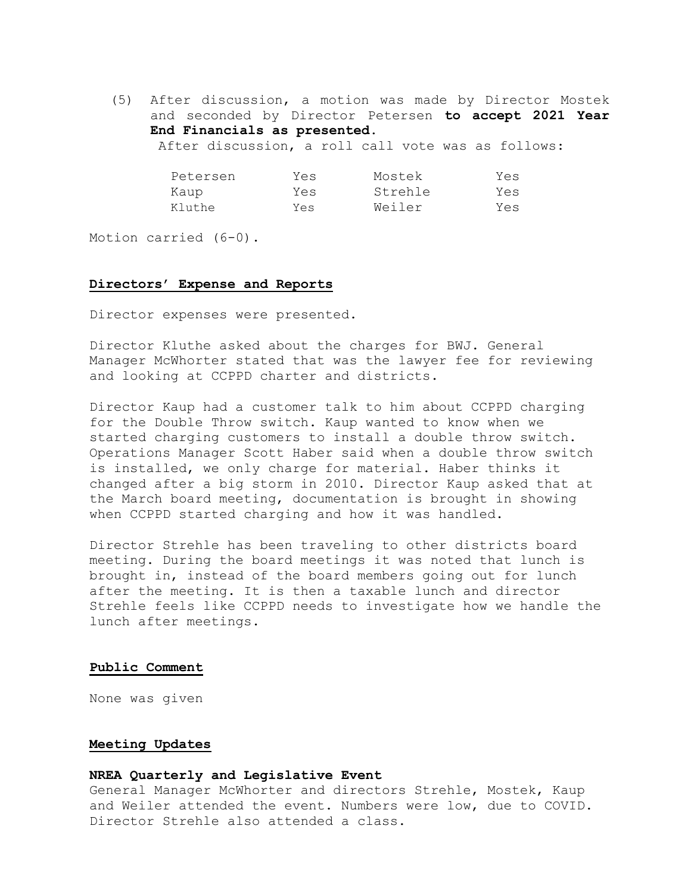(5) After discussion, a motion was made by Director Mostek and seconded by Director Petersen **to accept 2021 Year End Financials as presented.**

After discussion, a roll call vote was as follows:

| | | | |
|---|---|---|---|
| Petersen | Yes | Mostek | Yes |
| Kaup | Yes | Strehle | Yes |
| Kluthe | Yes | Weiler | Yes |

Motion carried (6-0).

## Directors' Expense and Reports

Director expenses were presented.

Director Kluthe asked about the charges for BWJ. General Manager McWhorter stated that was the lawyer fee for reviewing and looking at CCPPD charter and districts.

Director Kaup had a customer talk to him about CCPPD charging for the Double Throw switch. Kaup wanted to know when we started charging customers to install a double throw switch. Operations Manager Scott Haber said when a double throw switch is installed, we only charge for material. Haber thinks it changed after a big storm in 2010. Director Kaup asked that at the March board meeting, documentation is brought in showing when CCPPD started charging and how it was handled.

Director Strehle has been traveling to other districts board meeting. During the board meetings it was noted that lunch is brought in, instead of the board members going out for lunch after the meeting. It is then a taxable lunch and director Strehle feels like CCPPD needs to investigate how we handle the lunch after meetings.

## Public Comment

None was given

## Meeting Updates

### NREA Quarterly and Legislative Event

General Manager McWhorter and directors Strehle, Mostek, Kaup and Weiler attended the event. Numbers were low, due to COVID. Director Strehle also attended a class.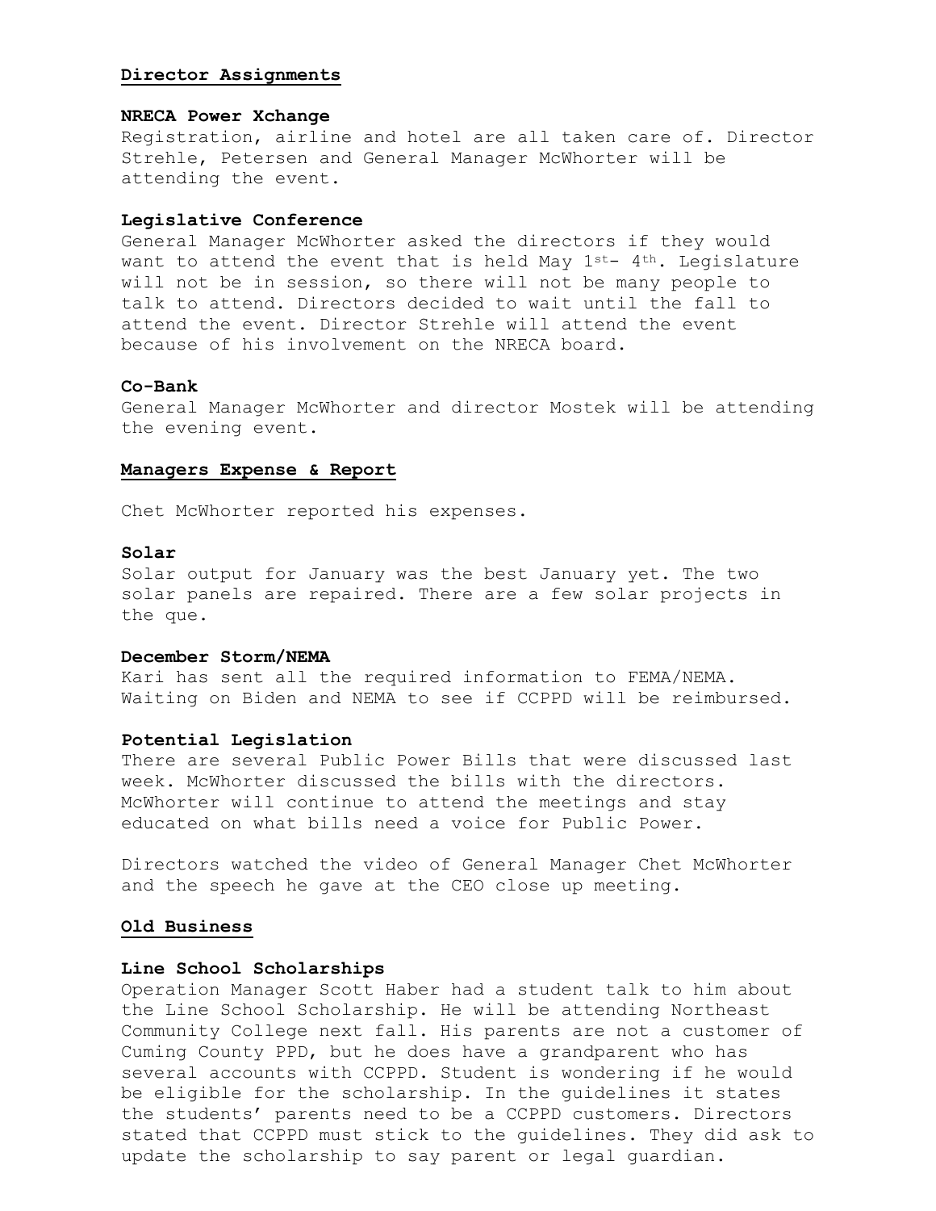## Director Assignments

### NRECA Power Xchange

Registration, airline and hotel are all taken care of. Director Strehle, Petersen and General Manager McWhorter will be attending the event.

### Legislative Conference

General Manager McWhorter asked the directors if they would want to attend the event that is held May 1st- 4th. Legislature will not be in session, so there will not be many people to talk to attend. Directors decided to wait until the fall to attend the event. Director Strehle will attend the event because of his involvement on the NRECA board.

### Co-Bank

General Manager McWhorter and director Mostek will be attending the evening event.

## Managers Expense & Report

Chet McWhorter reported his expenses.

### Solar

Solar output for January was the best January yet. The two solar panels are repaired. There are a few solar projects in the que.

### December Storm/NEMA

Kari has sent all the required information to FEMA/NEMA. Waiting on Biden and NEMA to see if CCPPD will be reimbursed.

### Potential Legislation

There are several Public Power Bills that were discussed last week. McWhorter discussed the bills with the directors. McWhorter will continue to attend the meetings and stay educated on what bills need a voice for Public Power.

Directors watched the video of General Manager Chet McWhorter and the speech he gave at the CEO close up meeting.

## Old Business

### Line School Scholarships

Operation Manager Scott Haber had a student talk to him about the Line School Scholarship. He will be attending Northeast Community College next fall. His parents are not a customer of Cuming County PPD, but he does have a grandparent who has several accounts with CCPPD. Student is wondering if he would be eligible for the scholarship. In the guidelines it states the students' parents need to be a CCPPD customers. Directors stated that CCPPD must stick to the guidelines. They did ask to update the scholarship to say parent or legal guardian.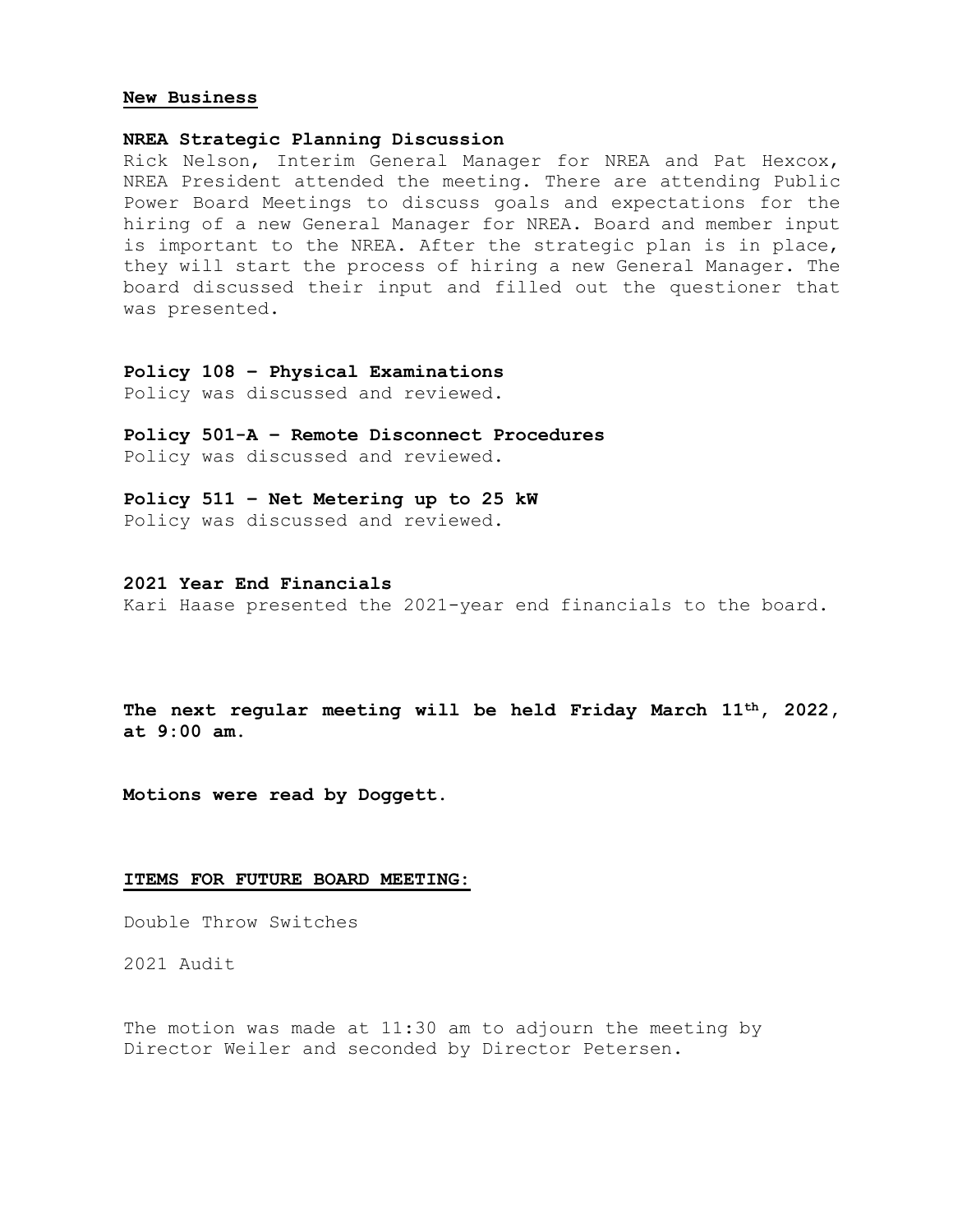## New Business

### NREA Strategic Planning Discussion

Rick Nelson, Interim General Manager for NREA and Pat Hexcox, NREA President attended the meeting. There are attending Public Power Board Meetings to discuss goals and expectations for the hiring of a new General Manager for NREA. Board and member input is important to the NREA. After the strategic plan is in place, they will start the process of hiring a new General Manager. The board discussed their input and filled out the questioner that was presented.

### Policy 108 – Physical Examinations

Policy was discussed and reviewed.

### Policy 501-A – Remote Disconnect Procedures

Policy was discussed and reviewed.

### Policy 511 – Net Metering up to 25 kW

Policy was discussed and reviewed.

### 2021 Year End Financials

Kari Haase presented the 2021-year end financials to the board.

**The next regular meeting will be held Friday March 11th, 2022, at 9:00 am.**

**Motions were read by Doggett.**

## ITEMS FOR FUTURE BOARD MEETING:

Double Throw Switches

2021 Audit

The motion was made at 11:30 am to adjourn the meeting by Director Weiler and seconded by Director Petersen.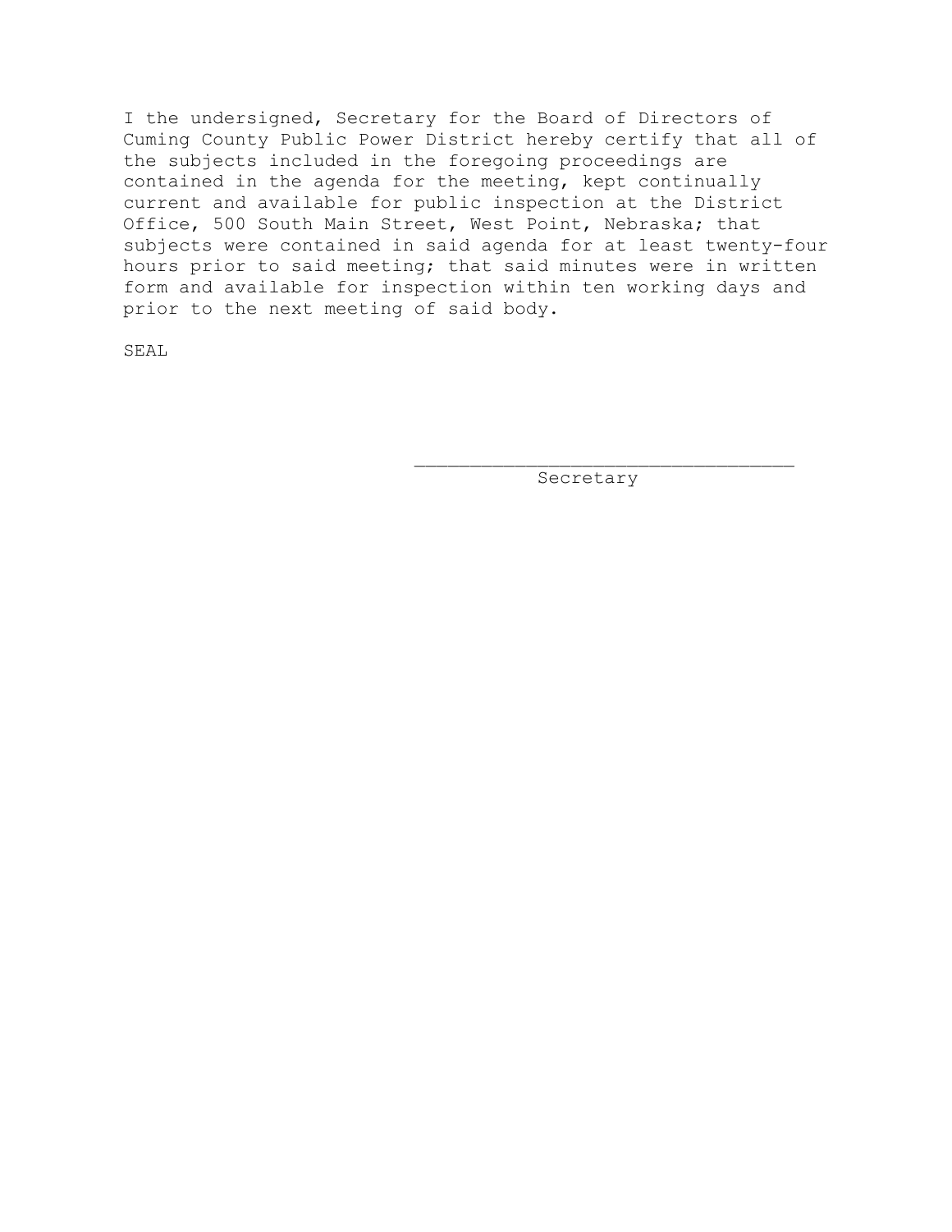I the undersigned, Secretary for the Board of Directors of Cuming County Public Power District hereby certify that all of the subjects included in the foregoing proceedings are contained in the agenda for the meeting, kept continually current and available for public inspection at the District Office, 500 South Main Street, West Point, Nebraska; that subjects were contained in said agenda for at least twenty-four hours prior to said meeting; that said minutes were in written form and available for inspection within ten working days and prior to the next meeting of said body.

SEAL

\_\_\_\_\_\_\_\_\_\_\_\_\_\_\_\_\_\_\_\_\_\_\_\_\_\_\_\_\_\_\_\_\_\_

Secretary